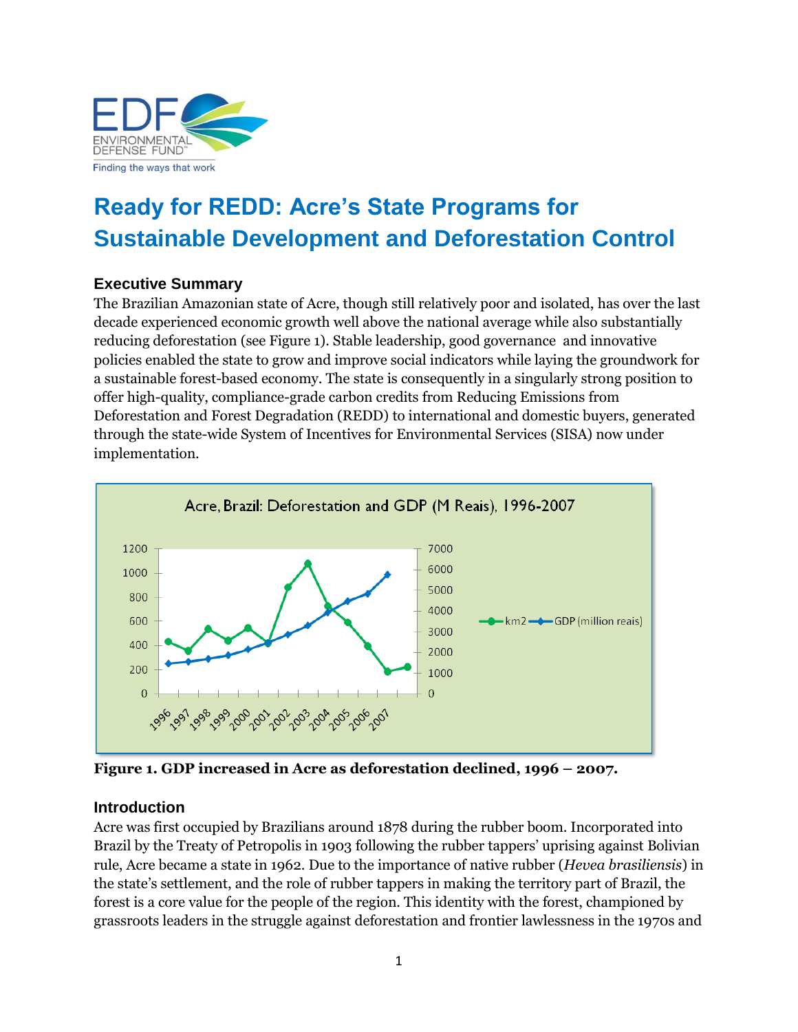EDF ENVIRONMENTAL DEFENSE FUND™

Finding the ways that work

# Ready for REDD: Acre's State Programs for Sustainable Development and Deforestation Control

## Executive Summary

The Brazilian Amazonian state of Acre, though still relatively poor and isolated, has over the last decade experienced economic growth well above the national average while also substantially reducing deforestation (see Figure 1). Stable leadership, good governance and innovative policies enabled the state to grow and improve social indicators while laying the groundwork for a sustainable forest-based economy. The state is consequently in a singularly strong position to offer high-quality, compliance-grade carbon credits from Reducing Emissions from Deforestation and Forest Degradation (REDD) to international and domestic buyers, generated through the state-wide System of Incentives for Environmental Services (SISA) now under implementation.

**Figure 1. GDP increased in Acre as deforestation declined, 1996 – 2007.**

## Introduction

Acre was first occupied by Brazilians around 1878 during the rubber boom. Incorporated into Brazil by the Treaty of Petropolis in 1903 following the rubber tappers' uprising against Bolivian rule, Acre became a state in 1962. Due to the importance of native rubber (*Hevea brasiliensis*) in the state's settlement, and the role of rubber tappers in making the territory part of Brazil, the forest is a core value for the people of the region. This identity with the forest, championed by grassroots leaders in the struggle against deforestation and frontier lawlessness in the 1970s and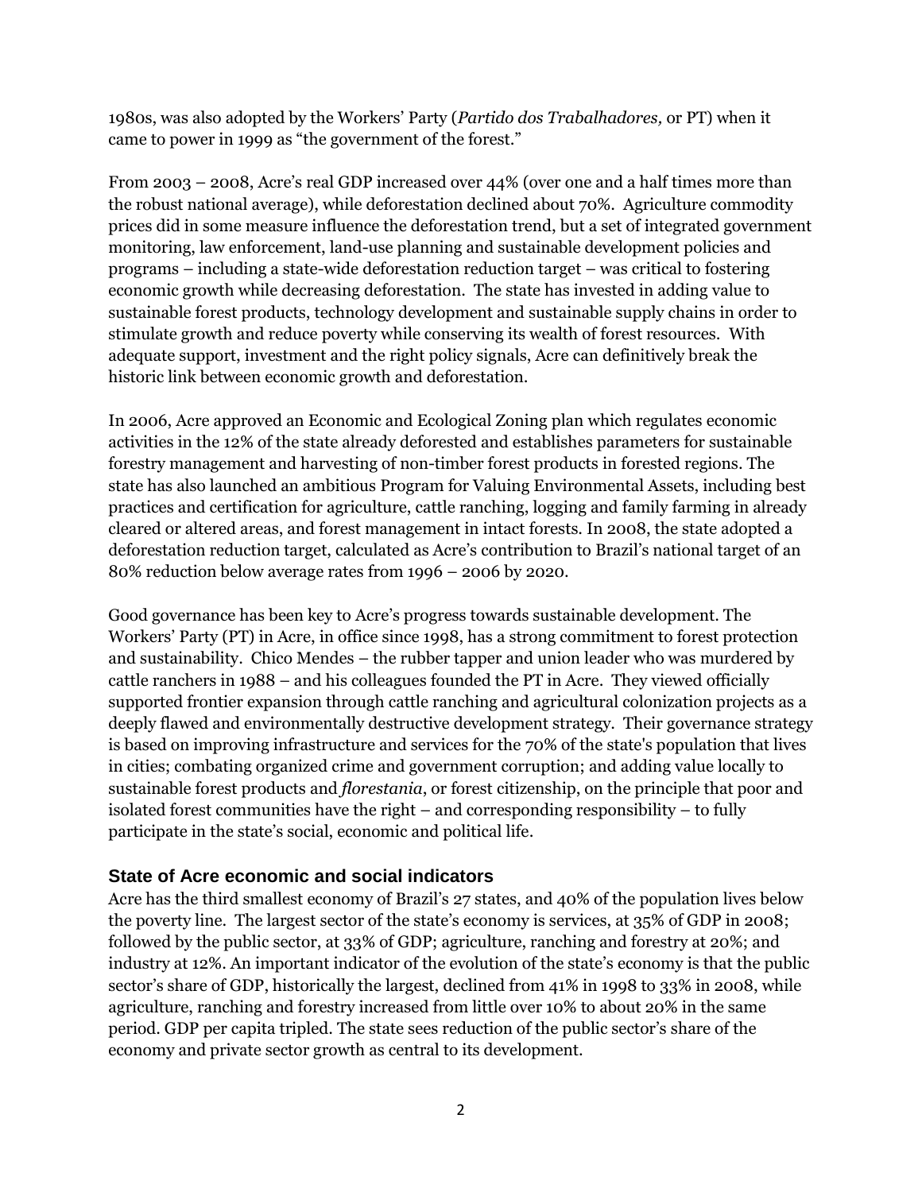1980s, was also adopted by the Workers' Party (*Partido dos Trabalhadores,* or PT) when it came to power in 1999 as "the government of the forest."

From 2003 – 2008, Acre's real GDP increased over 44% (over one and a half times more than the robust national average), while deforestation declined about 70%. Agriculture commodity prices did in some measure influence the deforestation trend, but a set of integrated government monitoring, law enforcement, land-use planning and sustainable development policies and programs – including a state-wide deforestation reduction target – was critical to fostering economic growth while decreasing deforestation. The state has invested in adding value to sustainable forest products, technology development and sustainable supply chains in order to stimulate growth and reduce poverty while conserving its wealth of forest resources. With adequate support, investment and the right policy signals, Acre can definitively break the historic link between economic growth and deforestation.

In 2006, Acre approved an Economic and Ecological Zoning plan which regulates economic activities in the 12% of the state already deforested and establishes parameters for sustainable forestry management and harvesting of non-timber forest products in forested regions. The state has also launched an ambitious Program for Valuing Environmental Assets, including best practices and certification for agriculture, cattle ranching, logging and family farming in already cleared or altered areas, and forest management in intact forests. In 2008, the state adopted a deforestation reduction target, calculated as Acre's contribution to Brazil's national target of an 80% reduction below average rates from 1996 – 2006 by 2020.

Good governance has been key to Acre's progress towards sustainable development. The Workers' Party (PT) in Acre, in office since 1998, has a strong commitment to forest protection and sustainability. Chico Mendes – the rubber tapper and union leader who was murdered by cattle ranchers in 1988 – and his colleagues founded the PT in Acre. They viewed officially supported frontier expansion through cattle ranching and agricultural colonization projects as a deeply flawed and environmentally destructive development strategy. Their governance strategy is based on improving infrastructure and services for the 70% of the state's population that lives in cities; combating organized crime and government corruption; and adding value locally to sustainable forest products and *florestania*, or forest citizenship, on the principle that poor and isolated forest communities have the right – and corresponding responsibility – to fully participate in the state's social, economic and political life.

## State of Acre economic and social indicators

Acre has the third smallest economy of Brazil's 27 states, and 40% of the population lives below the poverty line. The largest sector of the state's economy is services, at 35% of GDP in 2008; followed by the public sector, at 33% of GDP; agriculture, ranching and forestry at 20%; and industry at 12%. An important indicator of the evolution of the state's economy is that the public sector's share of GDP, historically the largest, declined from 41% in 1998 to 33% in 2008, while agriculture, ranching and forestry increased from little over 10% to about 20% in the same period. GDP per capita tripled. The state sees reduction of the public sector's share of the economy and private sector growth as central to its development.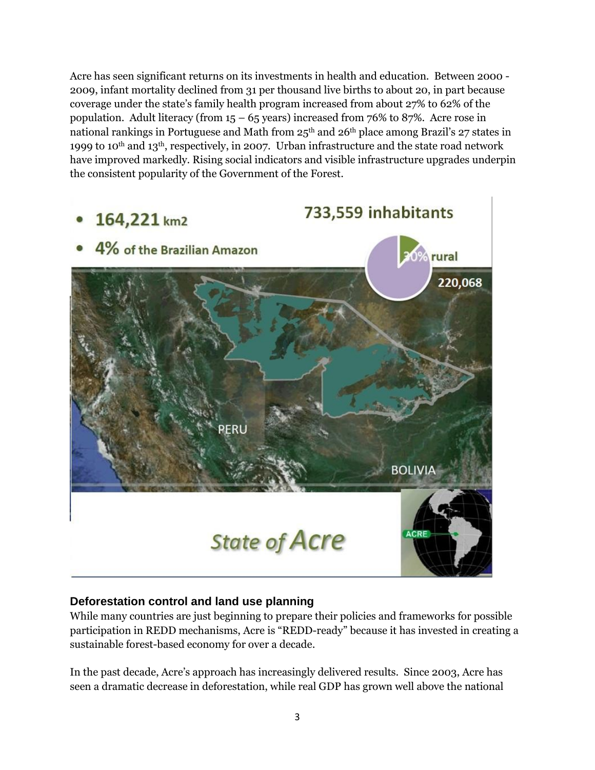Acre has seen significant returns on its investments in health and education. Between 2000 - 2009, infant mortality declined from 31 per thousand live births to about 20, in part because coverage under the state's family health program increased from about 27% to 62% of the population. Adult literacy (from 15 – 65 years) increased from 76% to 87%. Acre rose in national rankings in Portuguese and Math from 25th and 26th place among Brazil's 27 states in 1999 to 10th and 13th, respectively, in 2007. Urban infrastructure and the state road network have improved markedly. Rising social indicators and visible infrastructure upgrades underpin the consistent popularity of the Government of the Forest.

- 164,221 km2
- 4% of the Brazilian Amazon

733,559 inhabitants

30% rural

220,068

PERU

BOLIVIA

ACRE

State of Acre

### Deforestation control and land use planning

While many countries are just beginning to prepare their policies and frameworks for possible participation in REDD mechanisms, Acre is "REDD-ready" because it has invested in creating a sustainable forest-based economy for over a decade.

In the past decade, Acre's approach has increasingly delivered results. Since 2003, Acre has seen a dramatic decrease in deforestation, while real GDP has grown well above the national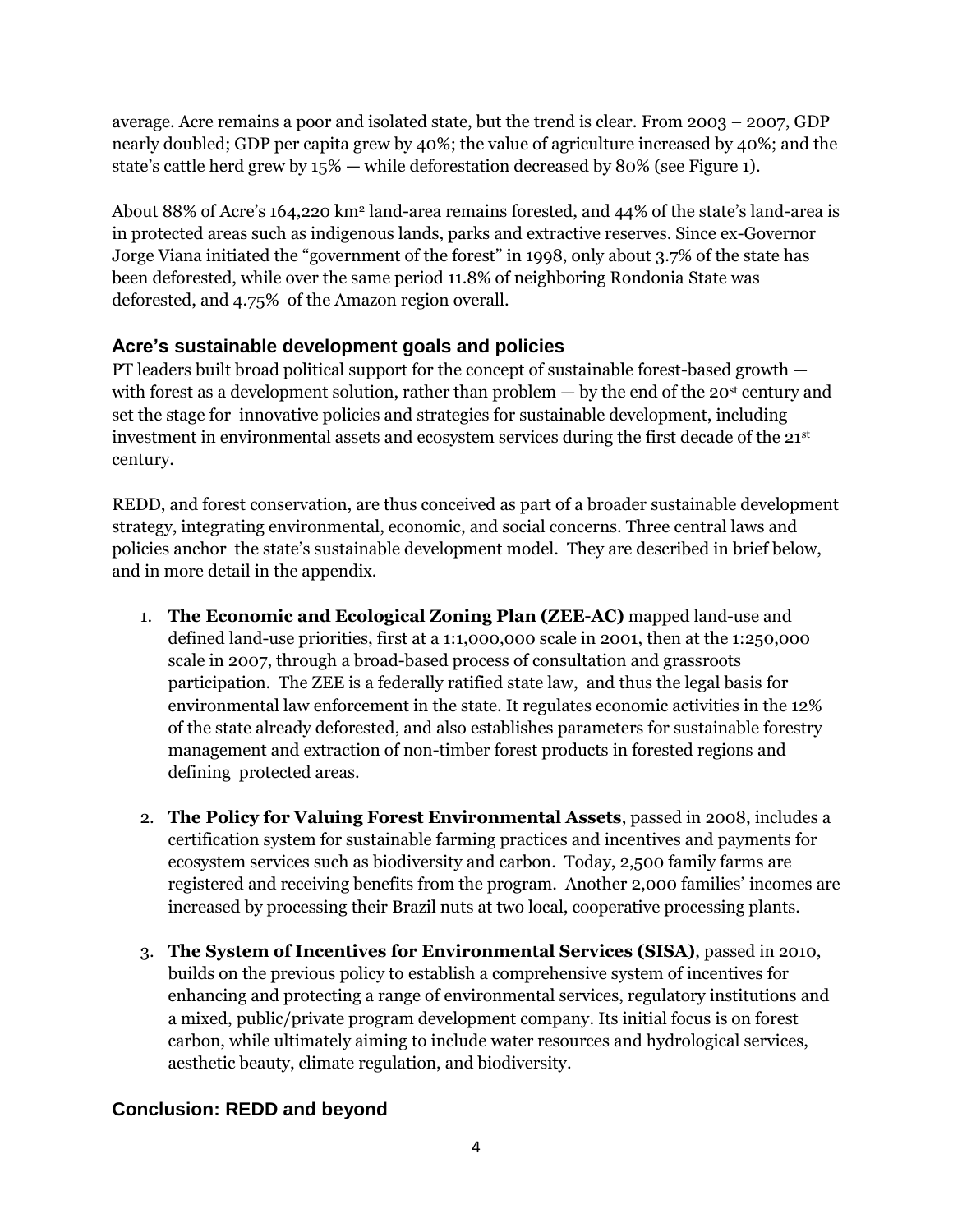average. Acre remains a poor and isolated state, but the trend is clear. From 2003 – 2007, GDP nearly doubled; GDP per capita grew by 40%; the value of agriculture increased by 40%; and the state's cattle herd grew by 15% — while deforestation decreased by 80% (see Figure 1).

About 88% of Acre's 164,220 km$^2$ land-area remains forested, and 44% of the state's land-area is in protected areas such as indigenous lands, parks and extractive reserves. Since ex-Governor Jorge Viana initiated the "government of the forest" in 1998, only about 3.7% of the state has been deforested, while over the same period 11.8% of neighboring Rondonia State was deforested, and 4.75% of the Amazon region overall.

## Acre's sustainable development goals and policies

PT leaders built broad political support for the concept of sustainable forest-based growth — with forest as a development solution, rather than problem — by the end of the 20st century and set the stage for innovative policies and strategies for sustainable development, including investment in environmental assets and ecosystem services during the first decade of the 21st century.

REDD, and forest conservation, are thus conceived as part of a broader sustainable development strategy, integrating environmental, economic, and social concerns. Three central laws and policies anchor the state's sustainable development model. They are described in brief below, and in more detail in the appendix.

1. **The Economic and Ecological Zoning Plan (ZEE-AC)** mapped land-use and defined land-use priorities, first at a 1:1,000,000 scale in 2001, then at the 1:250,000 scale in 2007, through a broad-based process of consultation and grassroots participation. The ZEE is a federally ratified state law, and thus the legal basis for environmental law enforcement in the state. It regulates economic activities in the 12% of the state already deforested, and also establishes parameters for sustainable forestry management and extraction of non-timber forest products in forested regions and defining protected areas.

2. **The Policy for Valuing Forest Environmental Assets**, passed in 2008, includes a certification system for sustainable farming practices and incentives and payments for ecosystem services such as biodiversity and carbon. Today, 2,500 family farms are registered and receiving benefits from the program. Another 2,000 families' incomes are increased by processing their Brazil nuts at two local, cooperative processing plants.

3. **The System of Incentives for Environmental Services (SISA)**, passed in 2010, builds on the previous policy to establish a comprehensive system of incentives for enhancing and protecting a range of environmental services, regulatory institutions and a mixed, public/private program development company. Its initial focus is on forest carbon, while ultimately aiming to include water resources and hydrological services, aesthetic beauty, climate regulation, and biodiversity.

## Conclusion: REDD and beyond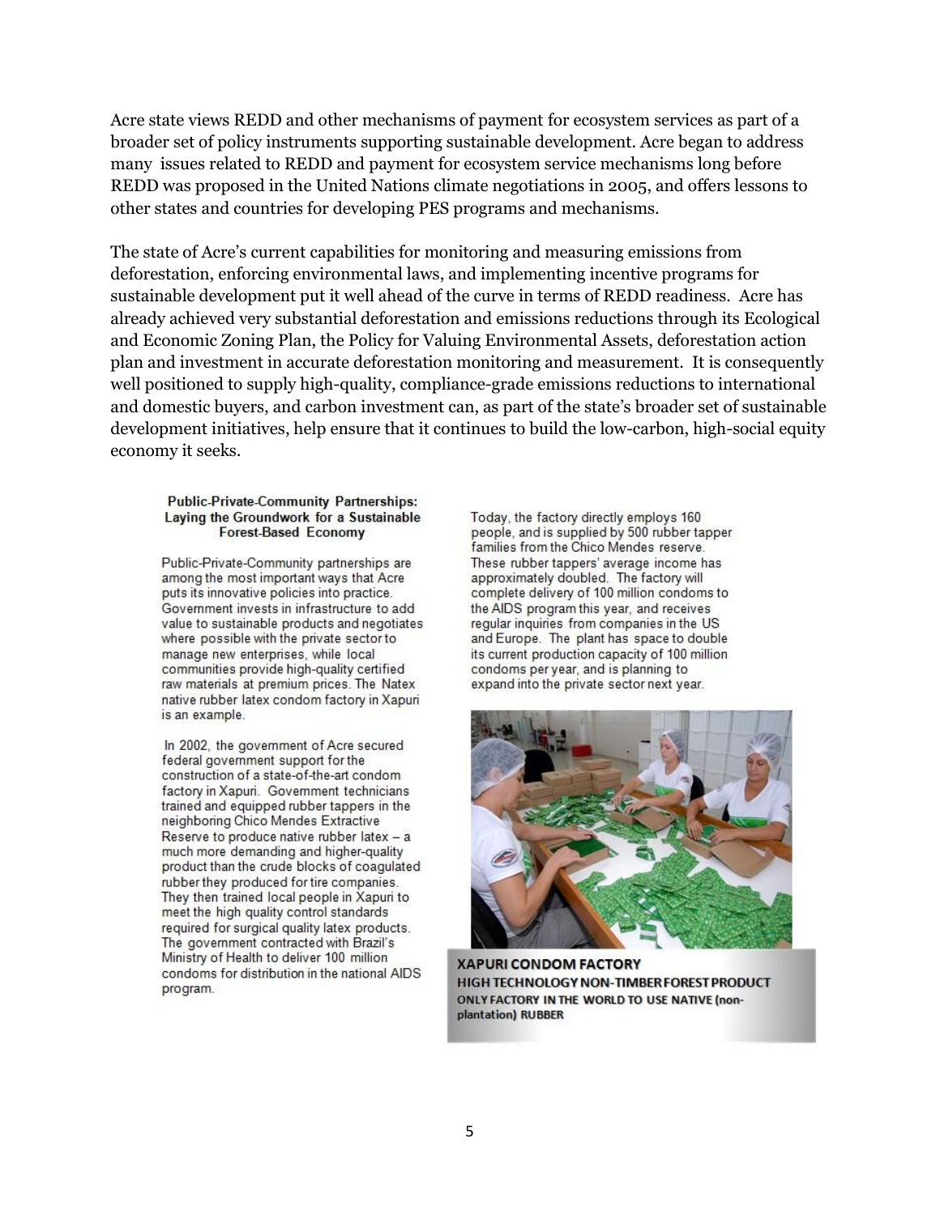Acre state views REDD and other mechanisms of payment for ecosystem services as part of a broader set of policy instruments supporting sustainable development. Acre began to address many issues related to REDD and payment for ecosystem service mechanisms long before REDD was proposed in the United Nations climate negotiations in 2005, and offers lessons to other states and countries for developing PES programs and mechanisms.

The state of Acre's current capabilities for monitoring and measuring emissions from deforestation, enforcing environmental laws, and implementing incentive programs for sustainable development put it well ahead of the curve in terms of REDD readiness. Acre has already achieved very substantial deforestation and emissions reductions through its Ecological and Economic Zoning Plan, the Policy for Valuing Environmental Assets, deforestation action plan and investment in accurate deforestation monitoring and measurement. It is consequently well positioned to supply high-quality, compliance-grade emissions reductions to international and domestic buyers, and carbon investment can, as part of the state's broader set of sustainable development initiatives, help ensure that it continues to build the low-carbon, high-social equity economy it seeks.

### Public-Private-Community Partnerships: Laying the Groundwork for a Sustainable Forest-Based Economy

Public-Private-Community partnerships are among the most important ways that Acre puts its innovative policies into practice. Government invests in infrastructure to add value to sustainable products and negotiates where possible with the private sector to manage new enterprises, while local communities provide high-quality certified raw materials at premium prices. The Natex native rubber latex condom factory in Xapuri is an example.

In 2002, the government of Acre secured federal government support for the construction of a state-of-the-art condom factory in Xapuri. Government technicians trained and equipped rubber tappers in the neighboring Chico Mendes Extractive Reserve to produce native rubber latex – a much more demanding and higher-quality product than the crude blocks of coagulated rubber they produced for tire companies. They then trained local people in Xapuri to meet the high quality control standards required for surgical quality latex products. The government contracted with Brazil's Ministry of Health to deliver 100 million condoms for distribution in the national AIDS program.

Today, the factory directly employs 160 people, and is supplied by 500 rubber tapper families from the Chico Mendes reserve. These rubber tappers' average income has approximately doubled. The factory will complete delivery of 100 million condoms to the AIDS program this year, and receives regular inquiries from companies in the US and Europe. The plant has space to double its current production capacity of 100 million condoms per year, and is planning to expand into the private sector next year.

**XAPURI CONDOM FACTORY**
**HIGH TECHNOLOGY NON-TIMBER FOREST PRODUCT**
**ONLY FACTORY IN THE WORLD TO USE NATIVE (non-plantation) RUBBER**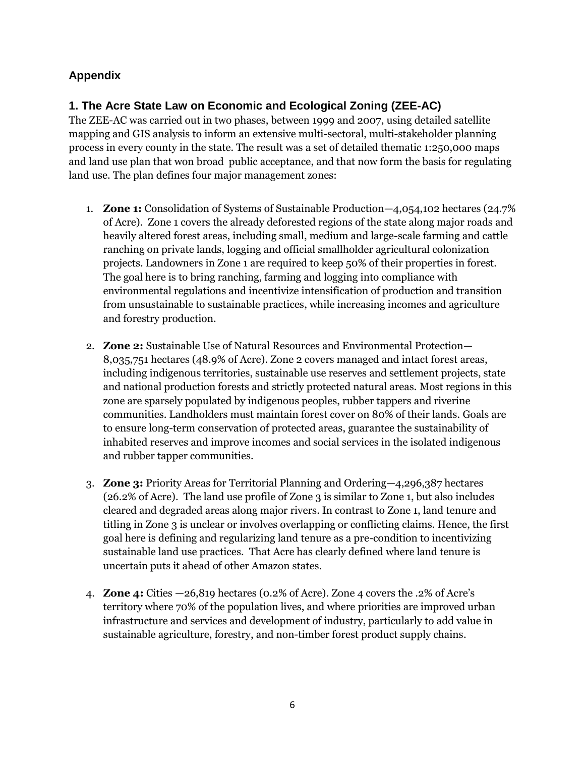## Appendix

### 1. The Acre State Law on Economic and Ecological Zoning (ZEE-AC)

The ZEE-AC was carried out in two phases, between 1999 and 2007, using detailed satellite mapping and GIS analysis to inform an extensive multi-sectoral, multi-stakeholder planning process in every county in the state. The result was a set of detailed thematic 1:250,000 maps and land use plan that won broad public acceptance, and that now form the basis for regulating land use. The plan defines four major management zones:

1. **Zone 1:** Consolidation of Systems of Sustainable Production—4,054,102 hectares (24.7% of Acre). Zone 1 covers the already deforested regions of the state along major roads and heavily altered forest areas, including small, medium and large-scale farming and cattle ranching on private lands, logging and official smallholder agricultural colonization projects. Landowners in Zone 1 are required to keep 50% of their properties in forest. The goal here is to bring ranching, farming and logging into compliance with environmental regulations and incentivize intensification of production and transition from unsustainable to sustainable practices, while increasing incomes and agriculture and forestry production.

2. **Zone 2:** Sustainable Use of Natural Resources and Environmental Protection—8,035,751 hectares (48.9% of Acre). Zone 2 covers managed and intact forest areas, including indigenous territories, sustainable use reserves and settlement projects, state and national production forests and strictly protected natural areas. Most regions in this zone are sparsely populated by indigenous peoples, rubber tappers and riverine communities. Landholders must maintain forest cover on 80% of their lands. Goals are to ensure long-term conservation of protected areas, guarantee the sustainability of inhabited reserves and improve incomes and social services in the isolated indigenous and rubber tapper communities.

3. **Zone 3:** Priority Areas for Territorial Planning and Ordering—4,296,387 hectares (26.2% of Acre). The land use profile of Zone 3 is similar to Zone 1, but also includes cleared and degraded areas along major rivers. In contrast to Zone 1, land tenure and titling in Zone 3 is unclear or involves overlapping or conflicting claims. Hence, the first goal here is defining and regularizing land tenure as a pre-condition to incentivizing sustainable land use practices. That Acre has clearly defined where land tenure is uncertain puts it ahead of other Amazon states.

4. **Zone 4:** Cities —26,819 hectares (0.2% of Acre). Zone 4 covers the .2% of Acre's territory where 70% of the population lives, and where priorities are improved urban infrastructure and services and development of industry, particularly to add value in sustainable agriculture, forestry, and non-timber forest product supply chains.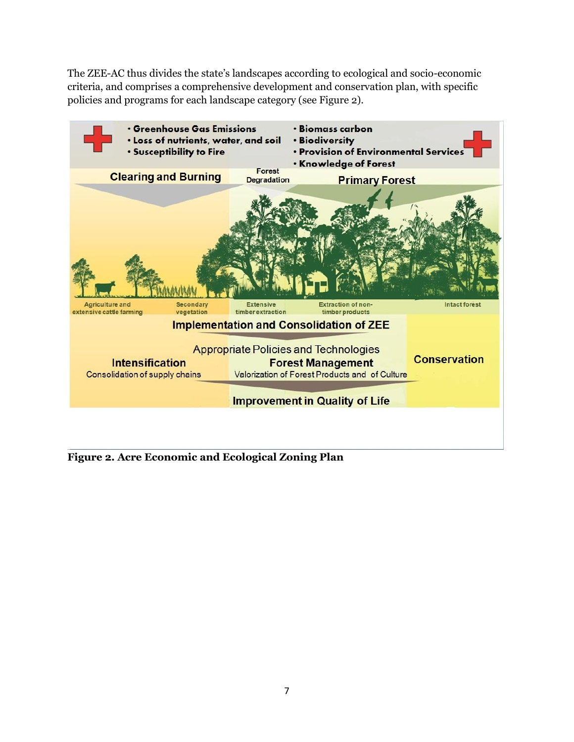The ZEE-AC thus divides the state's landscapes according to ecological and socio-economic criteria, and comprises a comprehensive development and conservation plan, with specific policies and programs for each landscape category (see Figure 2).

- Greenhouse Gas Emissions
- Loss of nutrients, water, and soil
- Susceptibility to Fire

- Biomass carbon
- Biodiversity
- Provision of Environmental Services
- Knowledge of Forest

Clearing and Burning — Forest Degradation — Primary Forest

Agriculture and extensive cattle farming | Secondary vegetation | Extensive timber extraction | Extraction of non-timber products | Intact forest

**Implementation and Consolidation of ZEE**

Appropriate Policies and Technologies

**Intensification** — Consolidation of supply chains

**Forest Management** — Valorization of Forest Products and of Culture

**Conservation**

**Improvement in Quality of Life**

**Figure 2. Acre Economic and Ecological Zoning Plan**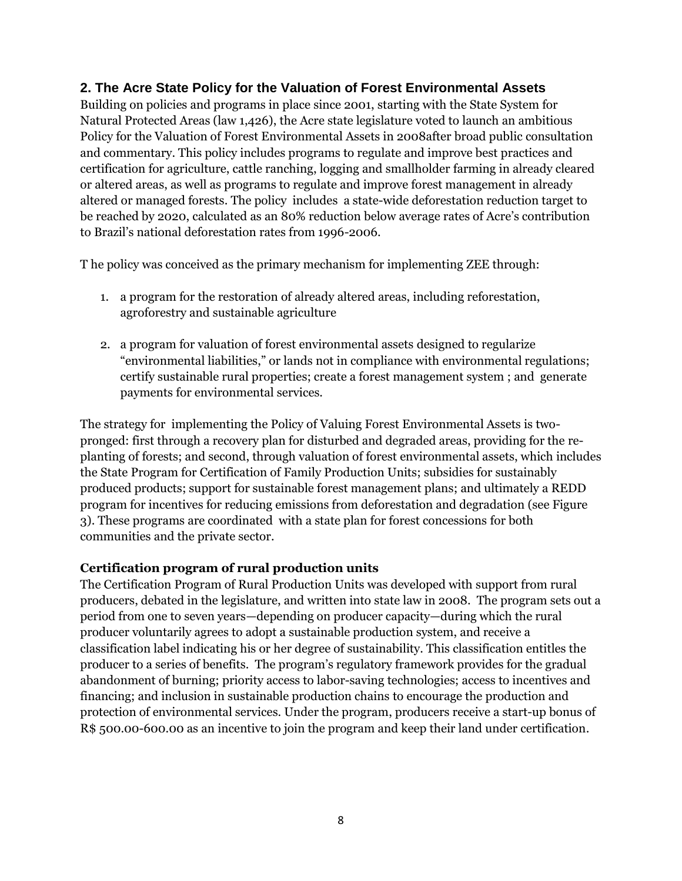## 2. The Acre State Policy for the Valuation of Forest Environmental Assets

Building on policies and programs in place since 2001, starting with the State System for Natural Protected Areas (law 1,426), the Acre state legislature voted to launch an ambitious Policy for the Valuation of Forest Environmental Assets in 2008after broad public consultation and commentary. This policy includes programs to regulate and improve best practices and certification for agriculture, cattle ranching, logging and smallholder farming in already cleared or altered areas, as well as programs to regulate and improve forest management in already altered or managed forests. The policy includes a state-wide deforestation reduction target to be reached by 2020, calculated as an 80% reduction below average rates of Acre's contribution to Brazil's national deforestation rates from 1996-2006.

T he policy was conceived as the primary mechanism for implementing ZEE through:

1. a program for the restoration of already altered areas, including reforestation, agroforestry and sustainable agriculture
2. a program for valuation of forest environmental assets designed to regularize "environmental liabilities," or lands not in compliance with environmental regulations; certify sustainable rural properties; create a forest management system ; and generate payments for environmental services.

The strategy for implementing the Policy of Valuing Forest Environmental Assets is two-pronged: first through a recovery plan for disturbed and degraded areas, providing for the re-planting of forests; and second, through valuation of forest environmental assets, which includes the State Program for Certification of Family Production Units; subsidies for sustainably produced products; support for sustainable forest management plans; and ultimately a REDD program for incentives for reducing emissions from deforestation and degradation (see Figure 3). These programs are coordinated with a state plan for forest concessions for both communities and the private sector.

### Certification program of rural production units

The Certification Program of Rural Production Units was developed with support from rural producers, debated in the legislature, and written into state law in 2008. The program sets out a period from one to seven years—depending on producer capacity—during which the rural producer voluntarily agrees to adopt a sustainable production system, and receive a classification label indicating his or her degree of sustainability. This classification entitles the producer to a series of benefits. The program's regulatory framework provides for the gradual abandonment of burning; priority access to labor-saving technologies; access to incentives and financing; and inclusion in sustainable production chains to encourage the production and protection of environmental services. Under the program, producers receive a start-up bonus of R$ 500.00-600.00 as an incentive to join the program and keep their land under certification.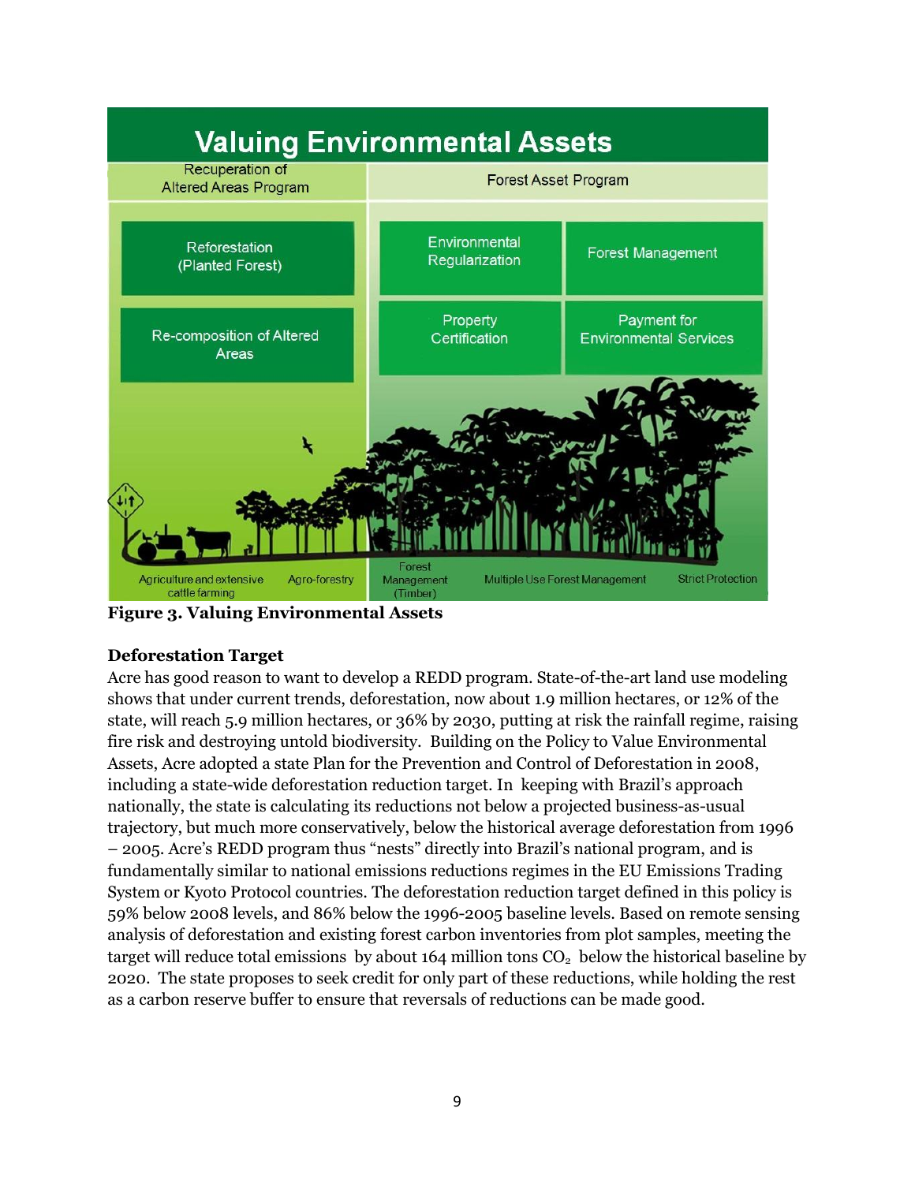Valuing Environmental Assets

| Recuperation of Altered Areas Program | Forest Asset Program | |
|---|---|---|
| Reforestation (Planted Forest) | Environmental Regularization | Forest Management |
| Re-composition of Altered Areas | Property Certification | Payment for Environmental Services |

Agriculture and extensive cattle farming — Agro-forestry — Forest Management (Timber) — Multiple Use Forest Management — Strict Protection

**Figure 3. Valuing Environmental Assets**

**Deforestation Target**

Acre has good reason to want to develop a REDD program. State-of-the-art land use modeling shows that under current trends, deforestation, now about 1.9 million hectares, or 12% of the state, will reach 5.9 million hectares, or 36% by 2030, putting at risk the rainfall regime, raising fire risk and destroying untold biodiversity. Building on the Policy to Value Environmental Assets, Acre adopted a state Plan for the Prevention and Control of Deforestation in 2008, including a state-wide deforestation reduction target. In keeping with Brazil's approach nationally, the state is calculating its reductions not below a projected business-as-usual trajectory, but much more conservatively, below the historical average deforestation from 1996 – 2005. Acre's REDD program thus "nests" directly into Brazil's national program, and is fundamentally similar to national emissions reductions regimes in the EU Emissions Trading System or Kyoto Protocol countries. The deforestation reduction target defined in this policy is 59% below 2008 levels, and 86% below the 1996-2005 baseline levels. Based on remote sensing analysis of deforestation and existing forest carbon inventories from plot samples, meeting the target will reduce total emissions by about 164 million tons $CO_2$ below the historical baseline by 2020. The state proposes to seek credit for only part of these reductions, while holding the rest as a carbon reserve buffer to ensure that reversals of reductions can be made good.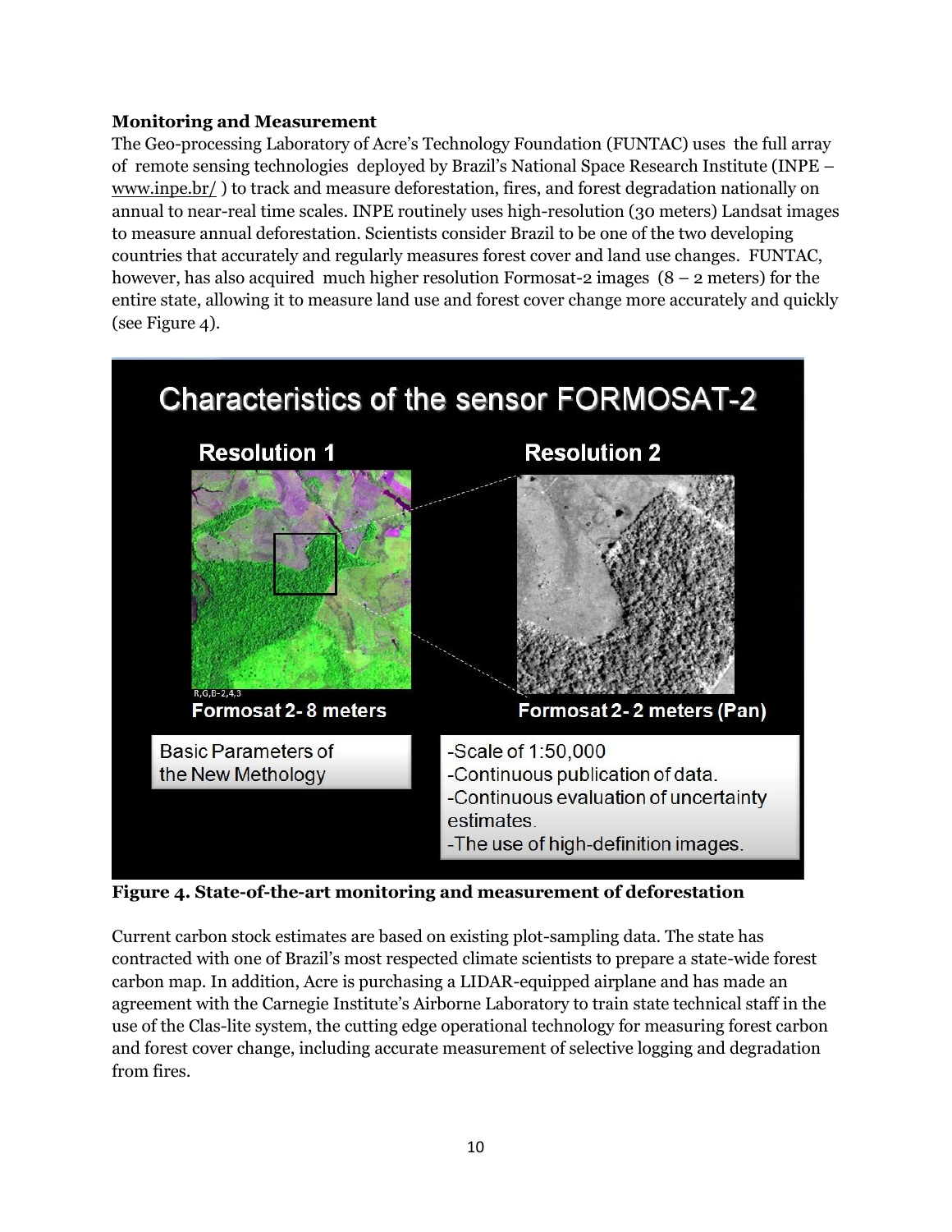**Monitoring and Measurement**

The Geo-processing Laboratory of Acre's Technology Foundation (FUNTAC) uses the full array of remote sensing technologies deployed by Brazil's National Space Research Institute (INPE – www.inpe.br/ ) to track and measure deforestation, fires, and forest degradation nationally on annual to near-real time scales. INPE routinely uses high-resolution (30 meters) Landsat images to measure annual deforestation. Scientists consider Brazil to be one of the two developing countries that accurately and regularly measures forest cover and land use changes. FUNTAC, however, has also acquired much higher resolution Formosat-2 images (8 – 2 meters) for the entire state, allowing it to measure land use and forest cover change more accurately and quickly (see Figure 4).

Characteristics of the sensor FORMOSAT-2

Resolution 1

Resolution 2

R,G,B-2,4,3

Formosat 2- 8 meters

Formosat 2- 2 meters (Pan)

Basic Parameters of the New Methology

- Scale of 1:50,000
- Continuous publication of data.
- Continuous evaluation of uncertainty estimates.
- The use of high-definition images.

**Figure 4. State-of-the-art monitoring and measurement of deforestation**

Current carbon stock estimates are based on existing plot-sampling data. The state has contracted with one of Brazil's most respected climate scientists to prepare a state-wide forest carbon map. In addition, Acre is purchasing a LIDAR-equipped airplane and has made an agreement with the Carnegie Institute's Airborne Laboratory to train state technical staff in the use of the Clas-lite system, the cutting edge operational technology for measuring forest carbon and forest cover change, including accurate measurement of selective logging and degradation from fires.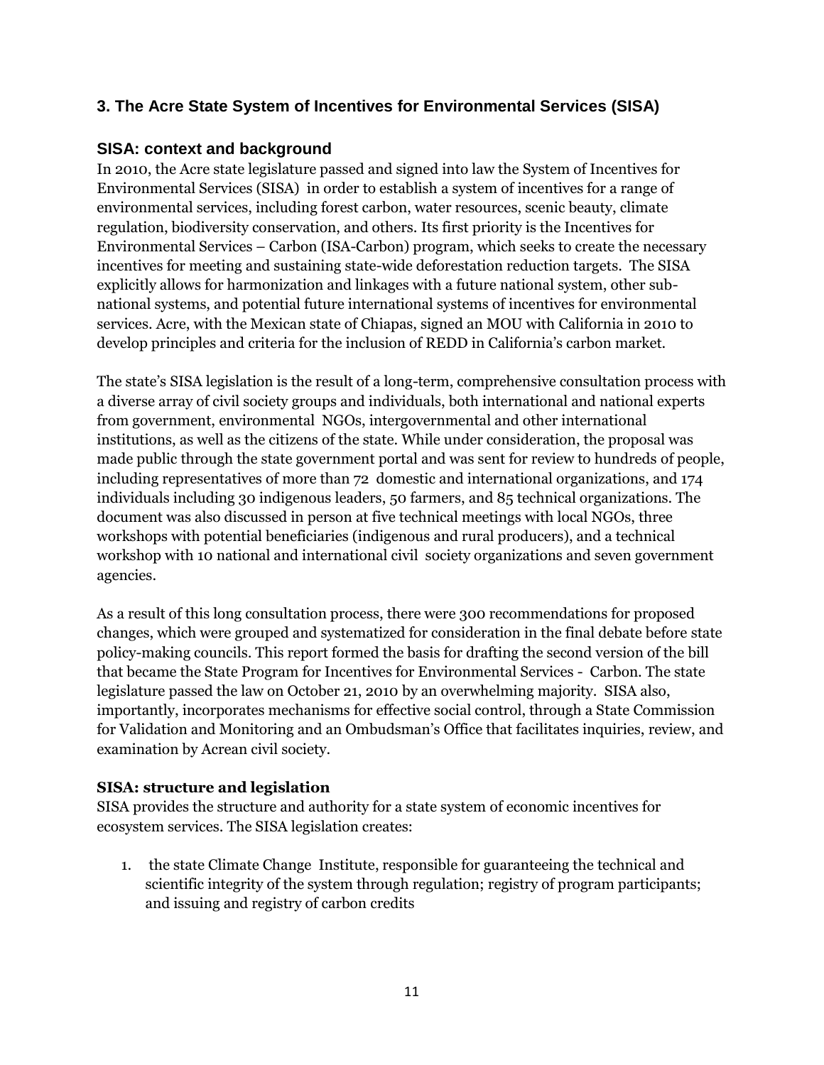## 3. The Acre State System of Incentives for Environmental Services (SISA)

### SISA: context and background

In 2010, the Acre state legislature passed and signed into law the System of Incentives for Environmental Services (SISA) in order to establish a system of incentives for a range of environmental services, including forest carbon, water resources, scenic beauty, climate regulation, biodiversity conservation, and others. Its first priority is the Incentives for Environmental Services – Carbon (ISA-Carbon) program, which seeks to create the necessary incentives for meeting and sustaining state-wide deforestation reduction targets. The SISA explicitly allows for harmonization and linkages with a future national system, other sub-national systems, and potential future international systems of incentives for environmental services. Acre, with the Mexican state of Chiapas, signed an MOU with California in 2010 to develop principles and criteria for the inclusion of REDD in California's carbon market.

The state's SISA legislation is the result of a long-term, comprehensive consultation process with a diverse array of civil society groups and individuals, both international and national experts from government, environmental NGOs, intergovernmental and other international institutions, as well as the citizens of the state. While under consideration, the proposal was made public through the state government portal and was sent for review to hundreds of people, including representatives of more than 72 domestic and international organizations, and 174 individuals including 30 indigenous leaders, 50 farmers, and 85 technical organizations. The document was also discussed in person at five technical meetings with local NGOs, three workshops with potential beneficiaries (indigenous and rural producers), and a technical workshop with 10 national and international civil society organizations and seven government agencies.

As a result of this long consultation process, there were 300 recommendations for proposed changes, which were grouped and systematized for consideration in the final debate before state policy-making councils. This report formed the basis for drafting the second version of the bill that became the State Program for Incentives for Environmental Services - Carbon. The state legislature passed the law on October 21, 2010 by an overwhelming majority. SISA also, importantly, incorporates mechanisms for effective social control, through a State Commission for Validation and Monitoring and an Ombudsman's Office that facilitates inquiries, review, and examination by Acrean civil society.

### SISA: structure and legislation

SISA provides the structure and authority for a state system of economic incentives for ecosystem services. The SISA legislation creates:

1. the state Climate Change Institute, responsible for guaranteeing the technical and scientific integrity of the system through regulation; registry of program participants; and issuing and registry of carbon credits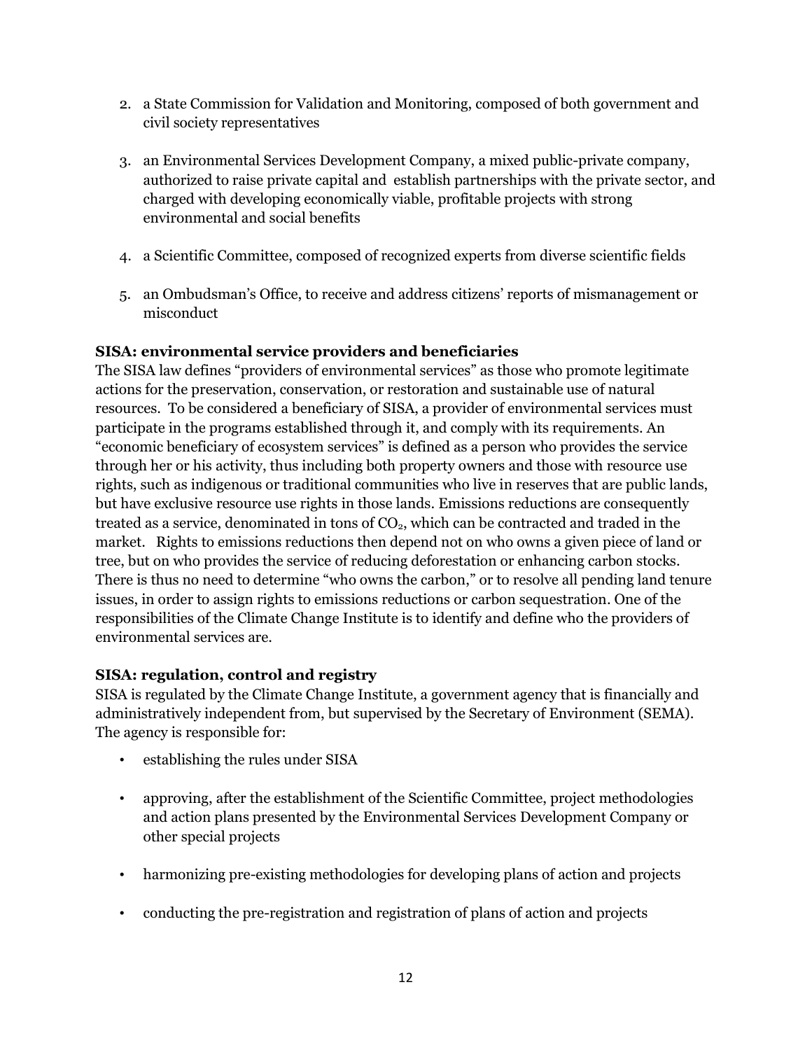2. a State Commission for Validation and Monitoring, composed of both government and civil society representatives

3. an Environmental Services Development Company, a mixed public-private company, authorized to raise private capital and establish partnerships with the private sector, and charged with developing economically viable, profitable projects with strong environmental and social benefits

4. a Scientific Committee, composed of recognized experts from diverse scientific fields

5. an Ombudsman's Office, to receive and address citizens' reports of mismanagement or misconduct

**SISA: environmental service providers and beneficiaries**

The SISA law defines "providers of environmental services" as those who promote legitimate actions for the preservation, conservation, or restoration and sustainable use of natural resources. To be considered a beneficiary of SISA, a provider of environmental services must participate in the programs established through it, and comply with its requirements. An "economic beneficiary of ecosystem services" is defined as a person who provides the service through her or his activity, thus including both property owners and those with resource use rights, such as indigenous or traditional communities who live in reserves that are public lands, but have exclusive resource use rights in those lands. Emissions reductions are consequently treated as a service, denominated in tons of $CO_2$, which can be contracted and traded in the market. Rights to emissions reductions then depend not on who owns a given piece of land or tree, but on who provides the service of reducing deforestation or enhancing carbon stocks. There is thus no need to determine "who owns the carbon," or to resolve all pending land tenure issues, in order to assign rights to emissions reductions or carbon sequestration. One of the responsibilities of the Climate Change Institute is to identify and define who the providers of environmental services are.

**SISA: regulation, control and registry**

SISA is regulated by the Climate Change Institute, a government agency that is financially and administratively independent from, but supervised by the Secretary of Environment (SEMA). The agency is responsible for:

- establishing the rules under SISA
- approving, after the establishment of the Scientific Committee, project methodologies and action plans presented by the Environmental Services Development Company or other special projects
- harmonizing pre-existing methodologies for developing plans of action and projects
- conducting the pre-registration and registration of plans of action and projects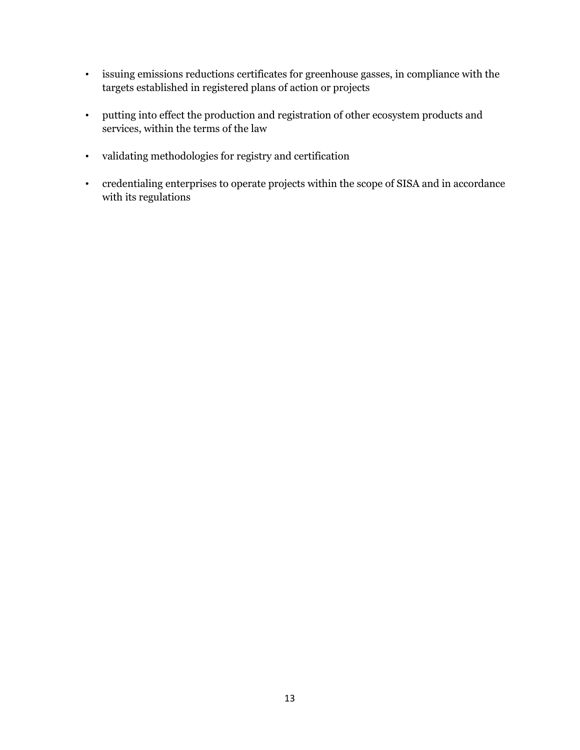- issuing emissions reductions certificates for greenhouse gasses, in compliance with the targets established in registered plans of action or projects

- putting into effect the production and registration of other ecosystem products and services, within the terms of the law

- validating methodologies for registry and certification

- credentialing enterprises to operate projects within the scope of SISA and in accordance with its regulations